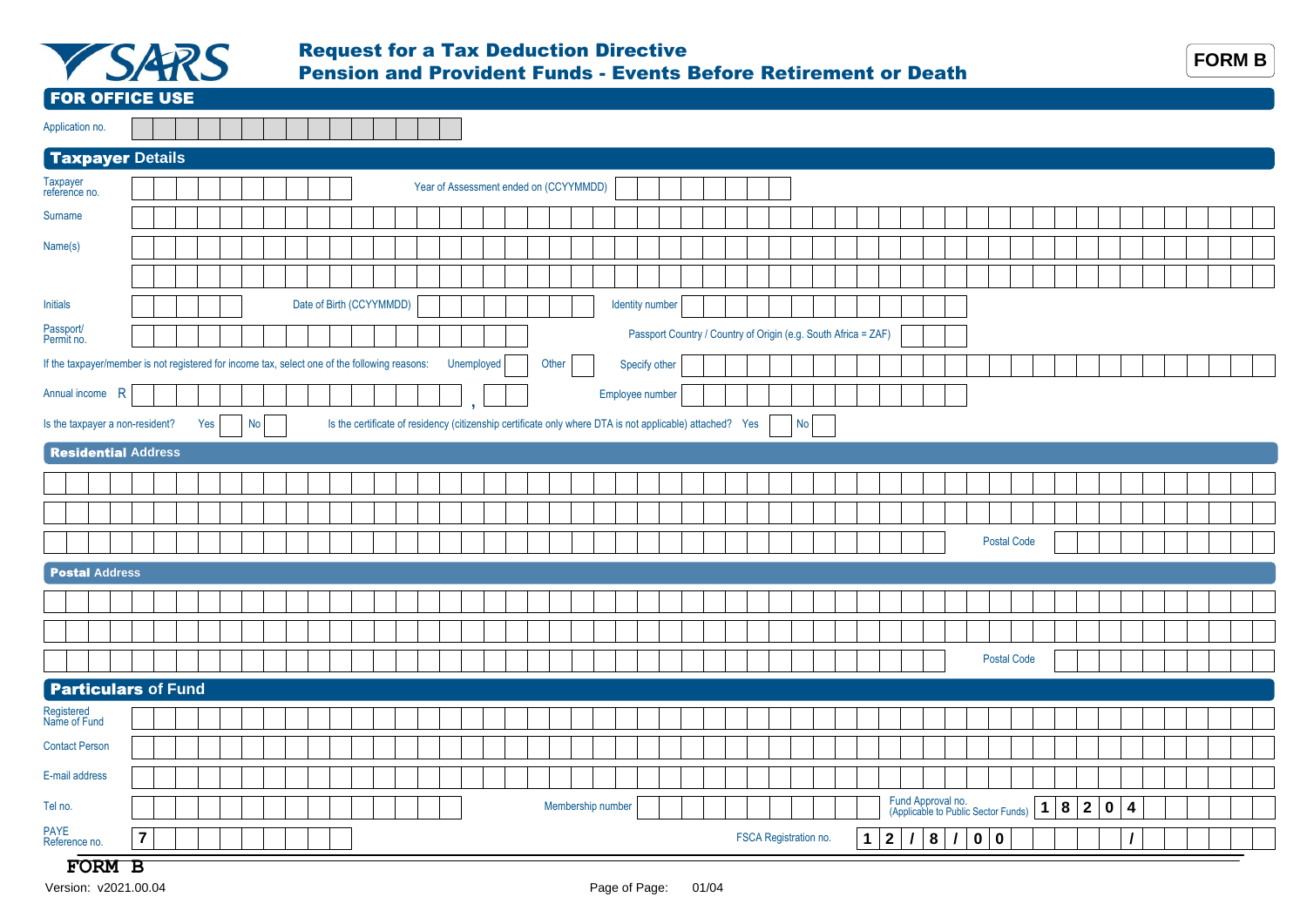# Request for a Tax Deduction Directive
# Pension and Provident Funds - Events Before Retirement or Death

**FORM B**

## FOR OFFICE USE

Application no.

## Taxpayer Details

Taxpayer reference no.

Year of Assessment ended on (CCYYMMDD)

Surname

Name(s)

Initials

Date of Birth (CCYYMMDD)

Identity number

Passport/ Permit no.

Passport Country / Country of Origin (e.g. South Africa = ZAF)

If the taxpayer/member is not registered for income tax, select one of the following reasons: Unemployed Other Specify other

Annual income R ,

Employee number

Is the taxpayer a non-resident? Yes No

Is the certificate of residency (citizenship certificate only where DTA is not applicable) attached? Yes No

## Residential Address

Postal Code

## Postal Address

Postal Code

## Particulars of Fund

Registered Name of Fund

Contact Person

E-mail address

Tel no.

Membership number

Fund Approval no. (Applicable to Public Sector Funds) 1 8 2 0 4

PAYE Reference no. 7

FSCA Registration no. 1 2 / 8 / 0 0 /

**FORM B**

Version: v2021.00.04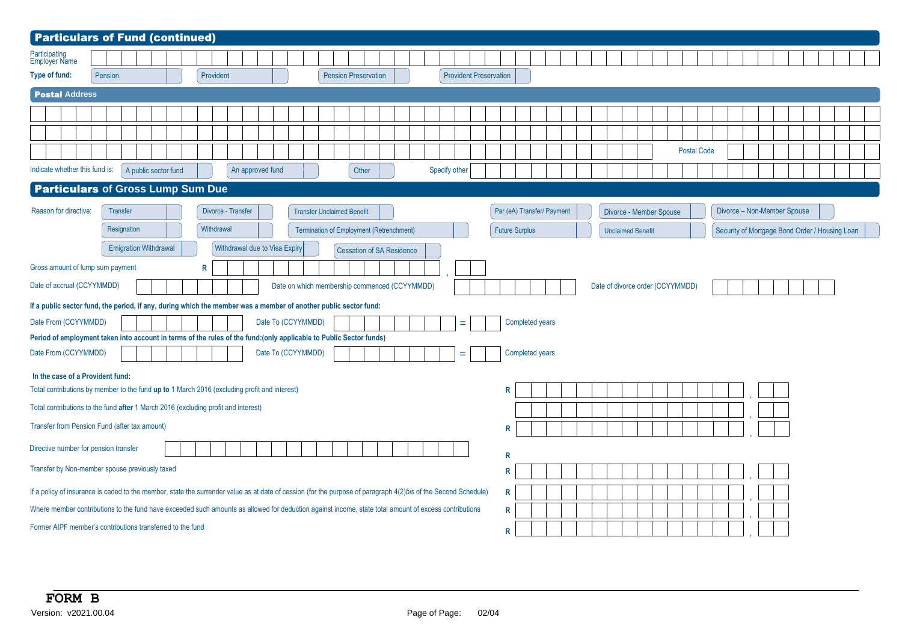## Particulars of Fund (continued)

Participating Employer Name

**Type of fund:** Pension ☐ Provident ☐ Pension Preservation ☐ Provident Preservation ☐

### Postal Address

Postal Code

Indicate whether this fund is: A public sector fund ☐ An approved fund ☐ Other ☐ Specify other

## Particulars of Gross Lump Sum Due

Reason for directive:

- Transfer ☐
- Divorce - Transfer ☐
- Transfer Unclaimed Benefit ☐
- Par (eA) Transfer/ Payment ☐
- Divorce - Member Spouse ☐
- Divorce – Non-Member Spouse ☐
- Resignation ☐
- Withdrawal ☐
- Termination of Employment (Retrenchment) ☐
- Future Surplus ☐
- Unclaimed Benefit ☐
- Security of Mortgage Bond Order / Housing Loan ☐
- Emigration Withdrawal ☐
- Withdrawal due to Visa Expiry ☐
- Cessation of SA Residence ☐

Gross amount of lump sum payment R

Date of accrual (CCYYMMDD)

Date on which membership commenced (CCYYMMDD)

Date of divorce order (CCYYMMDD)

**If a public sector fund, the period, if any, during which the member was a member of another public sector fund:**

Date From (CCYYMMDD) Date To (CCYYMMDD) = Completed years

**Period of employment taken into account in terms of the rules of the fund:(only applicable to Public Sector funds)**

Date From (CCYYMMDD) Date To (CCYYMMDD) = Completed years

**In the case of a Provident fund:**

Total contributions by member to the fund **up to** 1 March 2016 (excluding profit and interest) R

Total contributions to the fund **after** 1 March 2016 (excluding profit and interest)

Transfer from Pension Fund (after tax amount) R

Directive number for pension transfer R

Transfer by Non-member spouse previously taxed R

If a policy of insurance is ceded to the member, state the surrender value as at date of cession (for the purpose of paragraph 4(2)*bis* of the Second Schedule) R

Where member contributions to the fund have exceeded such amounts as allowed for deduction against income, state total amount of excess contributions R

Former AIPF member's contributions transferred to the fund R

**FORM B**

Version: v2021.00.04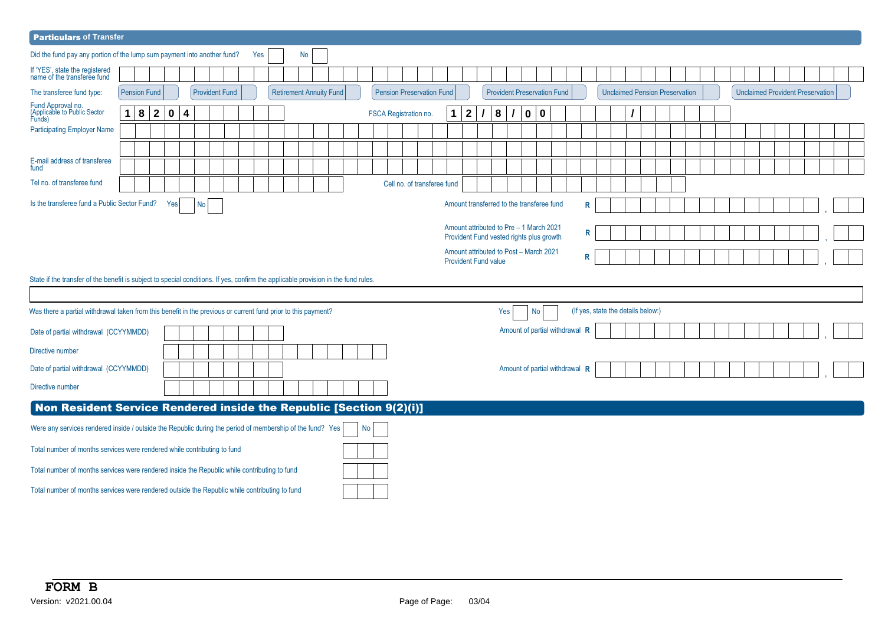## Particulars of Transfer

Did the fund pay any portion of the lump sum payment into another fund? Yes [ ] No [ ]

If 'YES', state the registered name of the transferee fund: 

The transferee fund type: Pension Fund [ ] Provident Fund [ ] Retirement Annuity Fund [ ] Pension Preservation Fund [ ] Provident Preservation Fund [ ] Unclaimed Pension Preservation [ ] Unclaimed Provident Preservation [ ]

Fund Approval no. (Applicable to Public Sector Funds): 1 8 2 0 4

FSCA Registration no.: 1 2 / 8 / 0 0 /

Participating Employer Name: 

E-mail address of transferee fund: 

Tel no. of transferee fund: 

Cell no. of transferee fund: 

Is the transferee fund a Public Sector Fund? Yes [ ] No [ ]

Amount transferred to the transferee fund R ,

Amount attributed to Pre – 1 March 2021 Provident Fund vested rights plus growth R ,

Amount attributed to Post – March 2021 Provident Fund value R ,

State if the transfer of the benefit is subject to special conditions. If yes, confirm the applicable provision in the fund rules.

Was there a partial withdrawal taken from this benefit in the previous or current fund prior to this payment? Yes [ ] No [ ] (If yes, state the details below:)

Date of partial withdrawal (CCYYMMDD): 

Amount of partial withdrawal R ,

Directive number: 

Date of partial withdrawal (CCYYMMDD): 

Amount of partial withdrawal R ,

Directive number: 

## Non Resident Service Rendered inside the Republic [Section 9(2)(i)]

Were any services rendered inside / outside the Republic during the period of membership of the fund? Yes [ ] No [ ]

Total number of months services were rendered while contributing to fund

Total number of months services were rendered inside the Republic while contributing to fund

Total number of months services were rendered outside the Republic while contributing to fund

**FORM B**

Version: v2021.00.04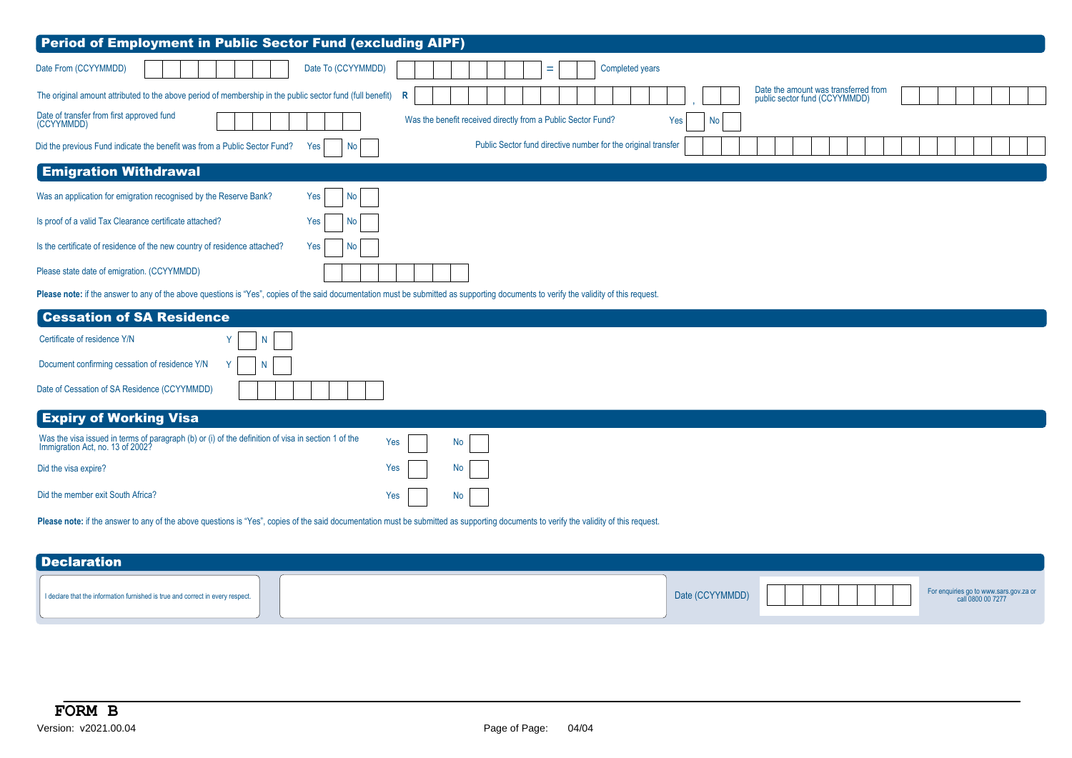## Period of Employment in Public Sector Fund (excluding AIPF)

Date From (CCYYMMDD) | | | | | | | | | Date To (CCYYMMDD) | | | | | | | | | = | | Completed years

The original amount attributed to the above period of membership in the public sector fund (full benefit) R | | | | | | | | | | | | | | | , | |

Date the amount was transferred from public sector fund (CCYYMMDD) | | | | | | | | |

Date of transfer from first approved fund (CCYYMMDD) | | | | | | | | |

Was the benefit received directly from a Public Sector Fund? Yes | | No | |

Did the previous Fund indicate the benefit was from a Public Sector Fund? Yes | | No | |

Public Sector fund directive number for the original transfer | | | | | | | | | | | | | | | | | | | |

## Emigration Withdrawal

Was an application for emigration recognised by the Reserve Bank? Yes | | No | |

Is proof of a valid Tax Clearance certificate attached? Yes | | No | |

Is the certificate of residence of the new country of residence attached? Yes | | No | |

Please state date of emigration. (CCYYMMDD) | | | | | | | | |

**Please note:** if the answer to any of the above questions is "Yes", copies of the said documentation must be submitted as supporting documents to verify the validity of this request.

## Cessation of SA Residence

Certificate of residence Y/N Y | | N | |

Document confirming cessation of residence Y/N Y | | N | |

Date of Cessation of SA Residence (CCYYMMDD) | | | | | | | | |

## Expiry of Working Visa

Was the visa issued in terms of paragraph (b) or (i) of the definition of visa in section 1 of the Immigration Act, no. 13 of 2002? Yes | | No | |

Did the visa expire? Yes | | No | |

Did the member exit South Africa? Yes | | No | |

**Please note:** if the answer to any of the above questions is "Yes", copies of the said documentation must be submitted as supporting documents to verify the validity of this request.

## Declaration

I declare that the information furnished is true and correct in every respect.

Date (CCYYMMDD) | | | | | | | | |

For enquiries go to www.sars.gov.za or call 0800 00 7277

**FORM B**

Version: v2021.00.04